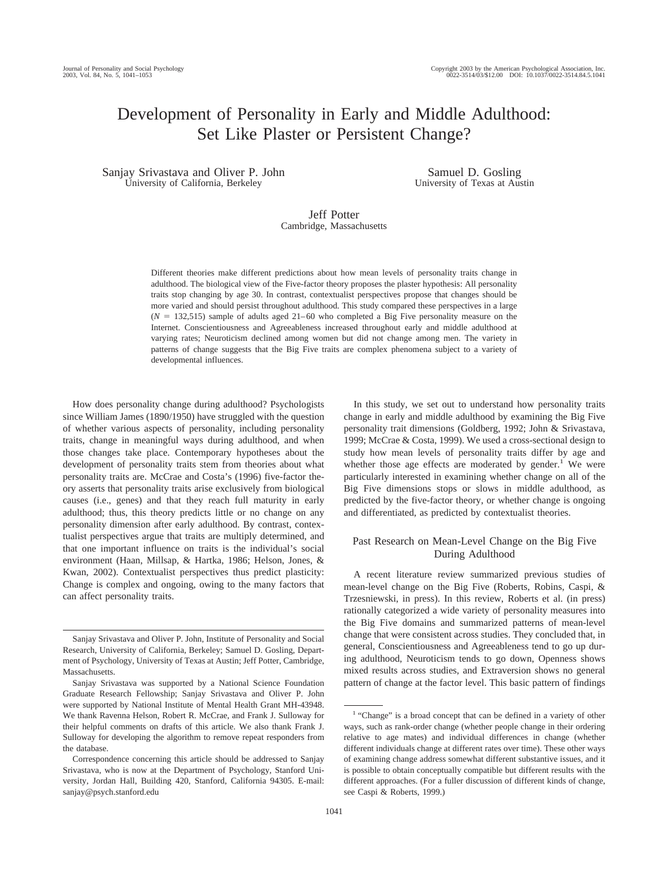# Development of Personality in Early and Middle Adulthood: Set Like Plaster or Persistent Change?

Sanjay Srivastava and Oliver P. John
University of California, Berkeley

Samuel D. Gosling
University of Texas at Austin

Jeff Potter
Cambridge, Massachusetts

Different theories make different predictions about how mean levels of personality traits change in adulthood. The biological view of the Five-factor theory proposes the plaster hypothesis: All personality traits stop changing by age 30. In contrast, contextualist perspectives propose that changes should be more varied and should persist throughout adulthood. This study compared these perspectives in a large ($N$ = 132,515) sample of adults aged 21–60 who completed a Big Five personality measure on the Internet. Conscientiousness and Agreeableness increased throughout early and middle adulthood at varying rates; Neuroticism declined among women but did not change among men. The variety in patterns of change suggests that the Big Five traits are complex phenomena subject to a variety of developmental influences.

How does personality change during adulthood? Psychologists since William James (1890/1950) have struggled with the question of whether various aspects of personality, including personality traits, change in meaningful ways during adulthood, and when those changes take place. Contemporary hypotheses about the development of personality traits stem from theories about what personality traits are. McCrae and Costa's (1996) five-factor theory asserts that personality traits arise exclusively from biological causes (i.e., genes) and that they reach full maturity in early adulthood; thus, this theory predicts little or no change on any personality dimension after early adulthood. By contrast, contextualist perspectives argue that traits are multiply determined, and that one important influence on traits is the individual's social environment (Haan, Millsap, & Hartka, 1986; Helson, Jones, & Kwan, 2002). Contextualist perspectives thus predict plasticity: Change is complex and ongoing, owing to the many factors that can affect personality traits.

In this study, we set out to understand how personality traits change in early and middle adulthood by examining the Big Five personality trait dimensions (Goldberg, 1992; John & Srivastava, 1999; McCrae & Costa, 1999). We used a cross-sectional design to study how mean levels of personality traits differ by age and whether those age effects are moderated by gender.[1] We were particularly interested in examining whether change on all of the Big Five dimensions stops or slows in middle adulthood, as predicted by the five-factor theory, or whether change is ongoing and differentiated, as predicted by contextualist theories.

## Past Research on Mean-Level Change on the Big Five During Adulthood

A recent literature review summarized previous studies of mean-level change on the Big Five (Roberts, Robins, Caspi, & Trzesniewski, in press). In this review, Roberts et al. (in press) rationally categorized a wide variety of personality measures into the Big Five domains and summarized patterns of mean-level change that were consistent across studies. They concluded that, in general, Conscientiousness and Agreeableness tend to go up during adulthood, Neuroticism tends to go down, Openness shows mixed results across studies, and Extraversion shows no general pattern of change at the factor level. This basic pattern of findings

---

Sanjay Srivastava and Oliver P. John, Institute of Personality and Social Research, University of California, Berkeley; Samuel D. Gosling, Department of Psychology, University of Texas at Austin; Jeff Potter, Cambridge, Massachusetts.

Sanjay Srivastava was supported by a National Science Foundation Graduate Research Fellowship; Sanjay Srivastava and Oliver P. John were supported by National Institute of Mental Health Grant MH-43948. We thank Ravenna Helson, Robert R. McCrae, and Frank J. Sulloway for their helpful comments on drafts of this article. We also thank Frank J. Sulloway for developing the algorithm to remove repeat responders from the database.

Correspondence concerning this article should be addressed to Sanjay Srivastava, who is now at the Department of Psychology, Stanford University, Jordan Hall, Building 420, Stanford, California 94305. E-mail: sanjay@psych.stanford.edu

[1] "Change" is a broad concept that can be defined in a variety of other ways, such as rank-order change (whether people change in their ordering relative to age mates) and individual differences in change (whether different individuals change at different rates over time). These other ways of examining change address somewhat different substantive issues, and it is possible to obtain conceptually compatible but different results with the different approaches. (For a fuller discussion of different kinds of change, see Caspi & Roberts, 1999.)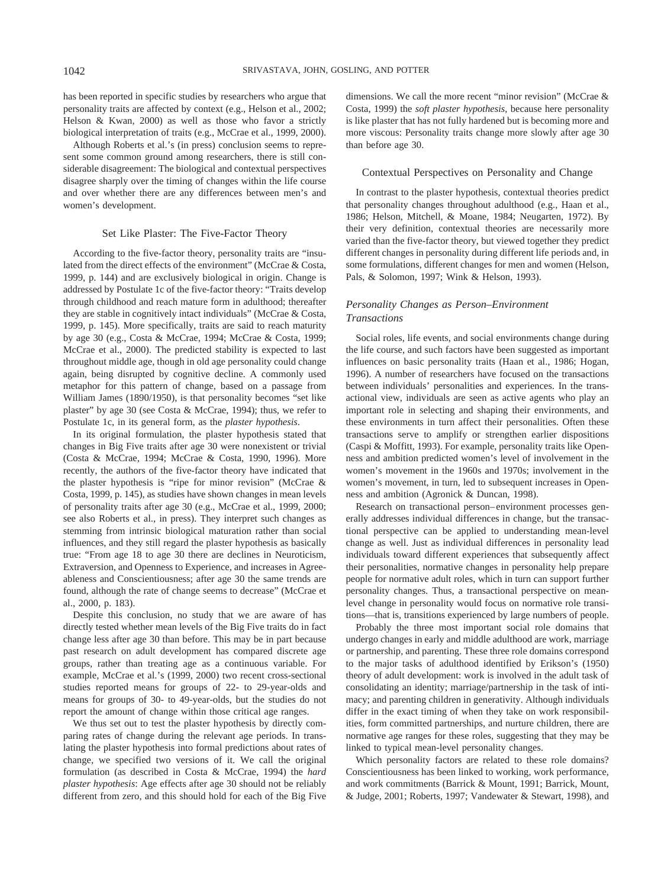has been reported in specific studies by researchers who argue that personality traits are affected by context (e.g., Helson et al., 2002; Helson & Kwan, 2000) as well as those who favor a strictly biological interpretation of traits (e.g., McCrae et al., 1999, 2000).

Although Roberts et al.'s (in press) conclusion seems to represent some common ground among researchers, there is still considerable disagreement: The biological and contextual perspectives disagree sharply over the timing of changes within the life course and over whether there are any differences between men's and women's development.

## Set Like Plaster: The Five-Factor Theory

According to the five-factor theory, personality traits are "insulated from the direct effects of the environment" (McCrae & Costa, 1999, p. 144) and are exclusively biological in origin. Change is addressed by Postulate 1c of the five-factor theory: "Traits develop through childhood and reach mature form in adulthood; thereafter they are stable in cognitively intact individuals" (McCrae & Costa, 1999, p. 145). More specifically, traits are said to reach maturity by age 30 (e.g., Costa & McCrae, 1994; McCrae & Costa, 1999; McCrae et al., 2000). The predicted stability is expected to last throughout middle age, though in old age personality could change again, being disrupted by cognitive decline. A commonly used metaphor for this pattern of change, based on a passage from William James (1890/1950), is that personality becomes "set like plaster" by age 30 (see Costa & McCrae, 1994); thus, we refer to Postulate 1c, in its general form, as the *plaster hypothesis*.

In its original formulation, the plaster hypothesis stated that changes in Big Five traits after age 30 were nonexistent or trivial (Costa & McCrae, 1994; McCrae & Costa, 1990, 1996). More recently, the authors of the five-factor theory have indicated that the plaster hypothesis is "ripe for minor revision" (McCrae & Costa, 1999, p. 145), as studies have shown changes in mean levels of personality traits after age 30 (e.g., McCrae et al., 1999, 2000; see also Roberts et al., in press). They interpret such changes as stemming from intrinsic biological maturation rather than social influences, and they still regard the plaster hypothesis as basically true: "From age 18 to age 30 there are declines in Neuroticism, Extraversion, and Openness to Experience, and increases in Agreeableness and Conscientiousness; after age 30 the same trends are found, although the rate of change seems to decrease" (McCrae et al., 2000, p. 183).

Despite this conclusion, no study that we are aware of has directly tested whether mean levels of the Big Five traits do in fact change less after age 30 than before. This may be in part because past research on adult development has compared discrete age groups, rather than treating age as a continuous variable. For example, McCrae et al.'s (1999, 2000) two recent cross-sectional studies reported means for groups of 22- to 29-year-olds and means for groups of 30- to 49-year-olds, but the studies do not report the amount of change within those critical age ranges.

We thus set out to test the plaster hypothesis by directly comparing rates of change during the relevant age periods. In translating the plaster hypothesis into formal predictions about rates of change, we specified two versions of it. We call the original formulation (as described in Costa & McCrae, 1994) the *hard plaster hypothesis*: Age effects after age 30 should not be reliably different from zero, and this should hold for each of the Big Five dimensions. We call the more recent "minor revision" (McCrae & Costa, 1999) the *soft plaster hypothesis*, because here personality is like plaster that has not fully hardened but is becoming more and more viscous: Personality traits change more slowly after age 30 than before age 30.

## Contextual Perspectives on Personality and Change

In contrast to the plaster hypothesis, contextual theories predict that personality changes throughout adulthood (e.g., Haan et al., 1986; Helson, Mitchell, & Moane, 1984; Neugarten, 1972). By their very definition, contextual theories are necessarily more varied than the five-factor theory, but viewed together they predict different changes in personality during different life periods and, in some formulations, different changes for men and women (Helson, Pals, & Solomon, 1997; Wink & Helson, 1993).

### *Personality Changes as Person–Environment Transactions*

Social roles, life events, and social environments change during the life course, and such factors have been suggested as important influences on basic personality traits (Haan et al., 1986; Hogan, 1996). A number of researchers have focused on the transactions between individuals' personalities and experiences. In the transactional view, individuals are seen as active agents who play an important role in selecting and shaping their environments, and these environments in turn affect their personalities. Often these transactions serve to amplify or strengthen earlier dispositions (Caspi & Moffitt, 1993). For example, personality traits like Openness and ambition predicted women's level of involvement in the women's movement in the 1960s and 1970s; involvement in the women's movement, in turn, led to subsequent increases in Openness and ambition (Agronick & Duncan, 1998).

Research on transactional person–environment processes generally addresses individual differences in change, but the transactional perspective can be applied to understanding mean-level change as well. Just as individual differences in personality lead individuals toward different experiences that subsequently affect their personalities, normative changes in personality help prepare people for normative adult roles, which in turn can support further personality changes. Thus, a transactional perspective on mean-level change in personality would focus on normative role transitions—that is, transitions experienced by large numbers of people.

Probably the three most important social role domains that undergo changes in early and middle adulthood are work, marriage or partnership, and parenting. These three role domains correspond to the major tasks of adulthood identified by Erikson's (1950) theory of adult development: work is involved in the adult task of consolidating an identity; marriage/partnership in the task of intimacy; and parenting children in generativity. Although individuals differ in the exact timing of when they take on work responsibilities, form committed partnerships, and nurture children, there are normative age ranges for these roles, suggesting that they may be linked to typical mean-level personality changes.

Which personality factors are related to these role domains? Conscientiousness has been linked to working, work performance, and work commitments (Barrick & Mount, 1991; Barrick, Mount, & Judge, 2001; Roberts, 1997; Vandewater & Stewart, 1998), and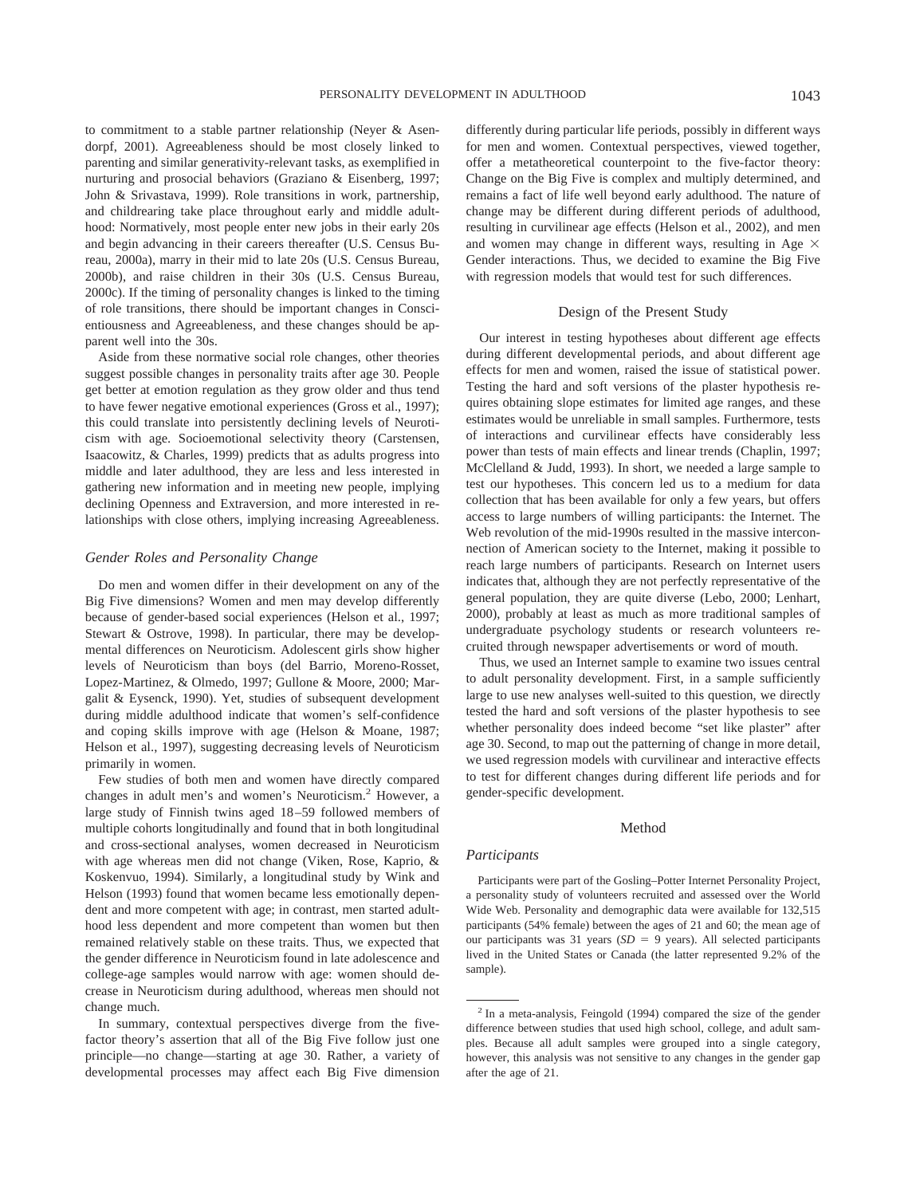to commitment to a stable partner relationship (Neyer & Asendorpf, 2001). Agreeableness should be most closely linked to parenting and similar generativity-relevant tasks, as exemplified in nurturing and prosocial behaviors (Graziano & Eisenberg, 1997; John & Srivastava, 1999). Role transitions in work, partnership, and childrearing take place throughout early and middle adulthood: Normatively, most people enter new jobs in their early 20s and begin advancing in their careers thereafter (U.S. Census Bureau, 2000a), marry in their mid to late 20s (U.S. Census Bureau, 2000b), and raise children in their 30s (U.S. Census Bureau, 2000c). If the timing of personality changes is linked to the timing of role transitions, there should be important changes in Conscientiousness and Agreeableness, and these changes should be apparent well into the 30s.

Aside from these normative social role changes, other theories suggest possible changes in personality traits after age 30. People get better at emotion regulation as they grow older and thus tend to have fewer negative emotional experiences (Gross et al., 1997); this could translate into persistently declining levels of Neuroticism with age. Socioemotional selectivity theory (Carstensen, Isaacowitz, & Charles, 1999) predicts that as adults progress into middle and later adulthood, they are less and less interested in gathering new information and in meeting new people, implying declining Openness and Extraversion, and more interested in relationships with close others, implying increasing Agreeableness.

### *Gender Roles and Personality Change*

Do men and women differ in their development on any of the Big Five dimensions? Women and men may develop differently because of gender-based social experiences (Helson et al., 1997; Stewart & Ostrove, 1998). In particular, there may be developmental differences on Neuroticism. Adolescent girls show higher levels of Neuroticism than boys (del Barrio, Moreno-Rosset, Lopez-Martinez, & Olmedo, 1997; Gullone & Moore, 2000; Margalit & Eysenck, 1990). Yet, studies of subsequent development during middle adulthood indicate that women's self-confidence and coping skills improve with age (Helson & Moane, 1987; Helson et al., 1997), suggesting decreasing levels of Neuroticism primarily in women.

Few studies of both men and women have directly compared changes in adult men's and women's Neuroticism.[2] However, a large study of Finnish twins aged 18–59 followed members of multiple cohorts longitudinally and found that in both longitudinal and cross-sectional analyses, women decreased in Neuroticism with age whereas men did not change (Viken, Rose, Kaprio, & Koskenvuo, 1994). Similarly, a longitudinal study by Wink and Helson (1993) found that women became less emotionally dependent and more competent with age; in contrast, men started adulthood less dependent and more competent than women but then remained relatively stable on these traits. Thus, we expected that the gender difference in Neuroticism found in late adolescence and college-age samples would narrow with age: women should decrease in Neuroticism during adulthood, whereas men should not change much.

In summary, contextual perspectives diverge from the five-factor theory's assertion that all of the Big Five follow just one principle—no change—starting at age 30. Rather, a variety of developmental processes may affect each Big Five dimension differently during particular life periods, possibly in different ways for men and women. Contextual perspectives, viewed together, offer a metatheoretical counterpoint to the five-factor theory: Change on the Big Five is complex and multiply determined, and remains a fact of life well beyond early adulthood. The nature of change may be different during different periods of adulthood, resulting in curvilinear age effects (Helson et al., 2002), and men and women may change in different ways, resulting in Age × Gender interactions. Thus, we decided to examine the Big Five with regression models that would test for such differences.

## Design of the Present Study

Our interest in testing hypotheses about different age effects during different developmental periods, and about different age effects for men and women, raised the issue of statistical power. Testing the hard and soft versions of the plaster hypothesis requires obtaining slope estimates for limited age ranges, and these estimates would be unreliable in small samples. Furthermore, tests of interactions and curvilinear effects have considerably less power than tests of main effects and linear trends (Chaplin, 1997; McClelland & Judd, 1993). In short, we needed a large sample to test our hypotheses. This concern led us to a medium for data collection that has been available for only a few years, but offers access to large numbers of willing participants: the Internet. The Web revolution of the mid-1990s resulted in the massive interconnection of American society to the Internet, making it possible to reach large numbers of participants. Research on Internet users indicates that, although they are not perfectly representative of the general population, they are quite diverse (Lebo, 2000; Lenhart, 2000), probably at least as much as more traditional samples of undergraduate psychology students or research volunteers recruited through newspaper advertisements or word of mouth.

Thus, we used an Internet sample to examine two issues central to adult personality development. First, in a sample sufficiently large to use new analyses well-suited to this question, we directly tested the hard and soft versions of the plaster hypothesis to see whether personality does indeed become "set like plaster" after age 30. Second, to map out the patterning of change in more detail, we used regression models with curvilinear and interactive effects to test for different changes during different life periods and for gender-specific development.

## Method

### *Participants*

Participants were part of the Gosling–Potter Internet Personality Project, a personality study of volunteers recruited and assessed over the World Wide Web. Personality and demographic data were available for 132,515 participants (54% female) between the ages of 21 and 60; the mean age of our participants was 31 years ($SD$ = 9 years). All selected participants lived in the United States or Canada (the latter represented 9.2% of the sample).

[2] In a meta-analysis, Feingold (1994) compared the size of the gender difference between studies that used high school, college, and adult samples. Because all adult samples were grouped into a single category, however, this analysis was not sensitive to any changes in the gender gap after the age of 21.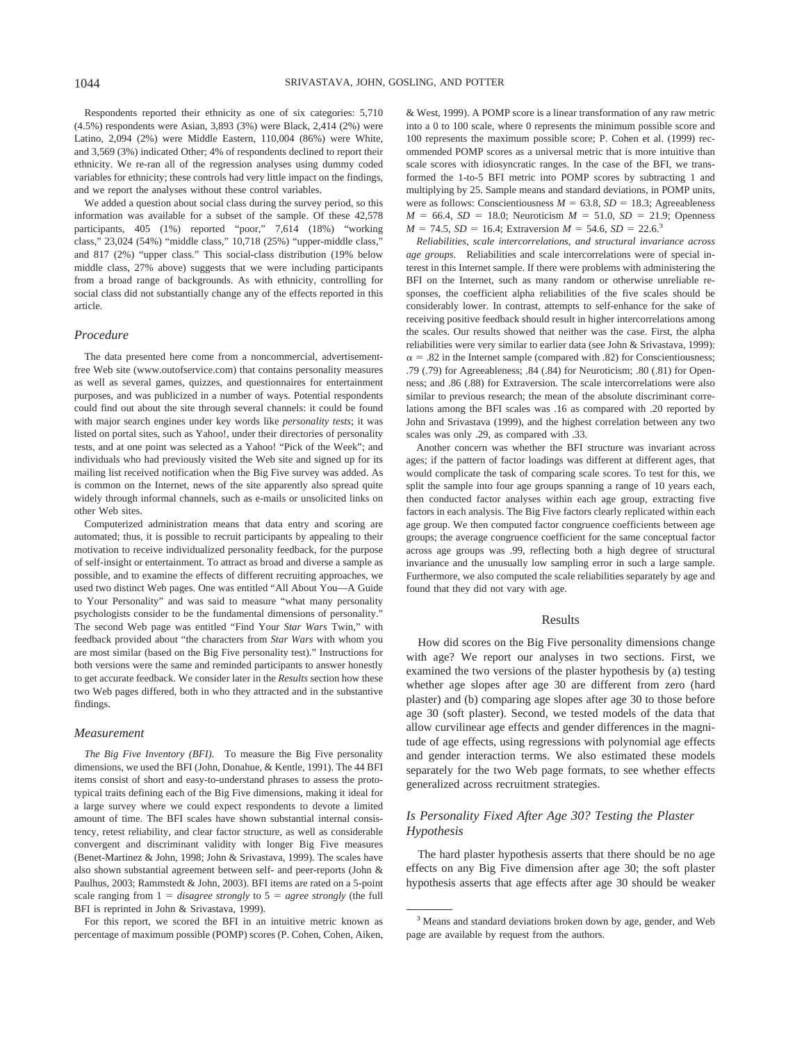Respondents reported their ethnicity as one of six categories: 5,710 (4.5%) respondents were Asian, 3,893 (3%) were Black, 2,414 (2%) were Latino, 2,094 (2%) were Middle Eastern, 110,004 (86%) were White, and 3,569 (3%) indicated Other; 4% of respondents declined to report their ethnicity. We re-ran all of the regression analyses using dummy coded variables for ethnicity; these controls had very little impact on the findings, and we report the analyses without these control variables.

We added a question about social class during the survey period, so this information was available for a subset of the sample. Of these 42,578 participants, 405 (1%) reported "poor," 7,614 (18%) "working class," 23,024 (54%) "middle class," 10,718 (25%) "upper-middle class," and 817 (2%) "upper class." This social-class distribution (19% below middle class, 27% above) suggests that we were including participants from a broad range of backgrounds. As with ethnicity, controlling for social class did not substantially change any of the effects reported in this article.

## Procedure

The data presented here come from a noncommercial, advertisement-free Web site (www.outofservice.com) that contains personality measures as well as several games, quizzes, and questionnaires for entertainment purposes, and was publicized in a number of ways. Potential respondents could find out about the site through several channels: it could be found with major search engines under key words like *personality tests*; it was listed on portal sites, such as Yahoo!, under their directories of personality tests, and at one point was selected as a Yahoo! "Pick of the Week"; and individuals who had previously visited the Web site and signed up for its mailing list received notification when the Big Five survey was added. As is common on the Internet, news of the site apparently also spread quite widely through informal channels, such as e-mails or unsolicited links on other Web sites.

Computerized administration means that data entry and scoring are automated; thus, it is possible to recruit participants by appealing to their motivation to receive individualized personality feedback, for the purpose of self-insight or entertainment. To attract as broad and diverse a sample as possible, and to examine the effects of different recruiting approaches, we used two distinct Web pages. One was entitled "All About You—A Guide to Your Personality" and was said to measure "what many personality psychologists consider to be the fundamental dimensions of personality." The second Web page was entitled "Find Your *Star Wars* Twin," with feedback provided about "the characters from *Star Wars* with whom you are most similar (based on the Big Five personality test)." Instructions for both versions were the same and reminded participants to answer honestly to get accurate feedback. We consider later in the *Results* section how these two Web pages differed, both in who they attracted and in the substantive findings.

## Measurement

*The Big Five Inventory (BFI).* To measure the Big Five personality dimensions, we used the BFI (John, Donahue, & Kentle, 1991). The 44 BFI items consist of short and easy-to-understand phrases to assess the prototypical traits defining each of the Big Five dimensions, making it ideal for a large survey where we could expect respondents to devote a limited amount of time. The BFI scales have shown substantial internal consistency, retest reliability, and clear factor structure, as well as considerable convergent and discriminant validity with longer Big Five measures (Benet-Martinez & John, 1998; John & Srivastava, 1999). The scales have also shown substantial agreement between self- and peer-reports (John & Paulhus, 2003; Rammstedt & John, 2003). BFI items are rated on a 5-point scale ranging from 1 = *disagree strongly* to 5 = *agree strongly* (the full BFI is reprinted in John & Srivastava, 1999).

For this report, we scored the BFI in an intuitive metric known as percentage of maximum possible (POMP) scores (P. Cohen, Cohen, Aiken, & West, 1999). A POMP score is a linear transformation of any raw metric into a 0 to 100 scale, where 0 represents the minimum possible score and 100 represents the maximum possible score; P. Cohen et al. (1999) recommended POMP scores as a universal metric that is more intuitive than scale scores with idiosyncratic ranges. In the case of the BFI, we transformed the 1-to-5 BFI metric into POMP scores by subtracting 1 and multiplying by 25. Sample means and standard deviations, in POMP units, were as follows: Conscientiousness $M = 63.8$, $SD = 18.3$; Agreeableness $M = 66.4$, $SD = 18.0$; Neuroticism $M = 51.0$, $SD = 21.9$; Openness $M = 74.5$, $SD = 16.4$; Extraversion $M = 54.6$, $SD = 22.6$.[3]

*Reliabilities, scale intercorrelations, and structural invariance across age groups.* Reliabilities and scale intercorrelations were of special interest in this Internet sample. If there were problems with administering the BFI on the Internet, such as many random or otherwise unreliable responses, the coefficient alpha reliabilities of the five scales should be considerably lower. In contrast, attempts to self-enhance for the sake of receiving positive feedback should result in higher intercorrelations among the scales. Our results showed that neither was the case. First, the alpha reliabilities were very similar to earlier data (see John & Srivastava, 1999): $\alpha = .82$ in the Internet sample (compared with .82) for Conscientiousness; .79 (.79) for Agreeableness; .84 (.84) for Neuroticism; .80 (.81) for Openness; and .86 (.88) for Extraversion. The scale intercorrelations were also similar to previous research; the mean of the absolute discriminant correlations among the BFI scales was .16 as compared with .20 reported by John and Srivastava (1999), and the highest correlation between any two scales was only .29, as compared with .33.

Another concern was whether the BFI structure was invariant across ages; if the pattern of factor loadings was different at different ages, that would complicate the task of comparing scale scores. To test for this, we split the sample into four age groups spanning a range of 10 years each, then conducted factor analyses within each age group, extracting five factors in each analysis. The Big Five factors clearly replicated within each age group. We then computed factor congruence coefficients between age groups; the average congruence coefficient for the same conceptual factor across age groups was .99, reflecting both a high degree of structural invariance and the unusually low sampling error in such a large sample. Furthermore, we also computed the scale reliabilities separately by age and found that they did not vary with age.

# Results

How did scores on the Big Five personality dimensions change with age? We report our analyses in two sections. First, we examined the two versions of the plaster hypothesis by (a) testing whether age slopes after age 30 are different from zero (hard plaster) and (b) comparing age slopes after age 30 to those before age 30 (soft plaster). Second, we tested models of the data that allow curvilinear age effects and gender differences in the magnitude of age effects, using regressions with polynomial age effects and gender interaction terms. We also estimated these models separately for the two Web page formats, to see whether effects generalized across recruitment strategies.

## Is Personality Fixed After Age 30? Testing the Plaster Hypothesis

The hard plaster hypothesis asserts that there should be no age effects on any Big Five dimension after age 30; the soft plaster hypothesis asserts that age effects after age 30 should be weaker

[3] Means and standard deviations broken down by age, gender, and Web page are available by request from the authors.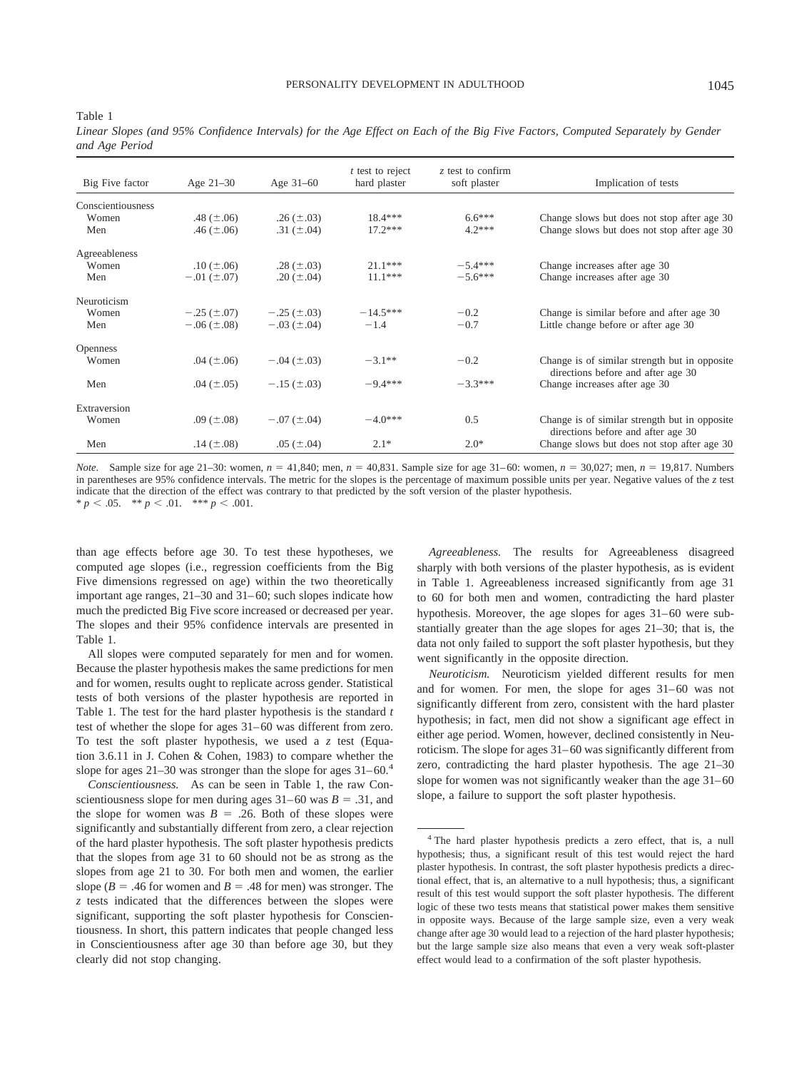Table 1

*Linear Slopes (and 95% Confidence Intervals) for the Age Effect on Each of the Big Five Factors, Computed Separately by Gender and Age Period*

| Big Five factor | Age 21–30 | Age 31–60 | *t* test to reject hard plaster | *z* test to confirm soft plaster | Implication of tests |
|---|---|---|---|---|---|
| Conscientiousness | | | | | |
| Women | .48 (±.06) | .26 (±.03) | 18.4*** | 6.6*** | Change slows but does not stop after age 30 |
| Men | .46 (±.06) | .31 (±.04) | 17.2*** | 4.2*** | Change slows but does not stop after age 30 |
| Agreeableness | | | | | |
| Women | .10 (±.06) | .28 (±.03) | 21.1*** | −5.4*** | Change increases after age 30 |
| Men | −.01 (±.07) | .20 (±.04) | 11.1*** | −5.6*** | Change increases after age 30 |
| Neuroticism | | | | | |
| Women | −.25 (±.07) | −.25 (±.03) | −14.5*** | −0.2 | Change is similar before and after age 30 |
| Men | −.06 (±.08) | −.03 (±.04) | −1.4 | −0.7 | Little change before or after age 30 |
| Openness | | | | | |
| Women | .04 (±.06) | −.04 (±.03) | −3.1** | −0.2 | Change is of similar strength but in opposite directions before and after age 30 |
| Men | .04 (±.05) | −.15 (±.03) | −9.4*** | −3.3*** | Change increases after age 30 |
| Extraversion | | | | | |
| Women | .09 (±.08) | −.07 (±.04) | −4.0*** | 0.5 | Change is of similar strength but in opposite directions before and after age 30 |
| Men | .14 (±.08) | .05 (±.04) | 2.1* | 2.0* | Change slows but does not stop after age 30 |

*Note.* Sample size for age 21–30: women, $n = 41{,}840$; men, $n = 40{,}831$. Sample size for age 31–60: women, $n = 30{,}027$; men, $n = 19{,}817$. Numbers in parentheses are 95% confidence intervals. The metric for the slopes is the percentage of maximum possible units per year. Negative values of the *z* test indicate that the direction of the effect was contrary to that predicted by the soft version of the plaster hypothesis.
* $p < .05$. ** $p < .01$. *** $p < .001$.

than age effects before age 30. To test these hypotheses, we computed age slopes (i.e., regression coefficients from the Big Five dimensions regressed on age) within the two theoretically important age ranges, 21–30 and 31–60; such slopes indicate how much the predicted Big Five score increased or decreased per year. The slopes and their 95% confidence intervals are presented in Table 1.

All slopes were computed separately for men and for women. Because the plaster hypothesis makes the same predictions for men and for women, results ought to replicate across gender. Statistical tests of both versions of the plaster hypothesis are reported in Table 1. The test for the hard plaster hypothesis is the standard *t* test of whether the slope for ages 31–60 was different from zero. To test the soft plaster hypothesis, we used a *z* test (Equation 3.6.11 in J. Cohen & Cohen, 1983) to compare whether the slope for ages 21–30 was stronger than the slope for ages 31–60.[4]

*Conscientiousness.* As can be seen in Table 1, the raw Conscientiousness slope for men during ages 31–60 was $B = .31$, and the slope for women was $B = .26$. Both of these slopes were significantly and substantially different from zero, a clear rejection of the hard plaster hypothesis. The soft plaster hypothesis predicts that the slopes from age 31 to 60 should not be as strong as the slopes from age 21 to 30. For both men and women, the earlier slope ($B = .46$ for women and $B = .48$ for men) was stronger. The *z* tests indicated that the differences between the slopes were significant, supporting the soft plaster hypothesis for Conscientiousness. In short, this pattern indicates that people changed less in Conscientiousness after age 30 than before age 30, but they clearly did not stop changing.

*Agreeableness.* The results for Agreeableness disagreed sharply with both versions of the plaster hypothesis, as is evident in Table 1. Agreeableness increased significantly from age 31 to 60 for both men and women, contradicting the hard plaster hypothesis. Moreover, the age slopes for ages 31–60 were substantially greater than the age slopes for ages 21–30; that is, the data not only failed to support the soft plaster hypothesis, but they went significantly in the opposite direction.

*Neuroticism.* Neuroticism yielded different results for men and for women. For men, the slope for ages 31–60 was not significantly different from zero, consistent with the hard plaster hypothesis; in fact, men did not show a significant age effect in either age period. Women, however, declined consistently in Neuroticism. The slope for ages 31–60 was significantly different from zero, contradicting the hard plaster hypothesis. The age 21–30 slope for women was not significantly weaker than the age 31–60 slope, a failure to support the soft plaster hypothesis.

[4] The hard plaster hypothesis predicts a zero effect, that is, a null hypothesis; thus, a significant result of this test would reject the hard plaster hypothesis. In contrast, the soft plaster hypothesis predicts a directional effect, that is, an alternative to a null hypothesis; thus, a significant result of this test would support the soft plaster hypothesis. The different logic of these two tests means that statistical power makes them sensitive in opposite ways. Because of the large sample size, even a very weak change after age 30 would lead to a rejection of the hard plaster hypothesis; but the large sample size also means that even a very weak soft-plaster effect would lead to a confirmation of the soft plaster hypothesis.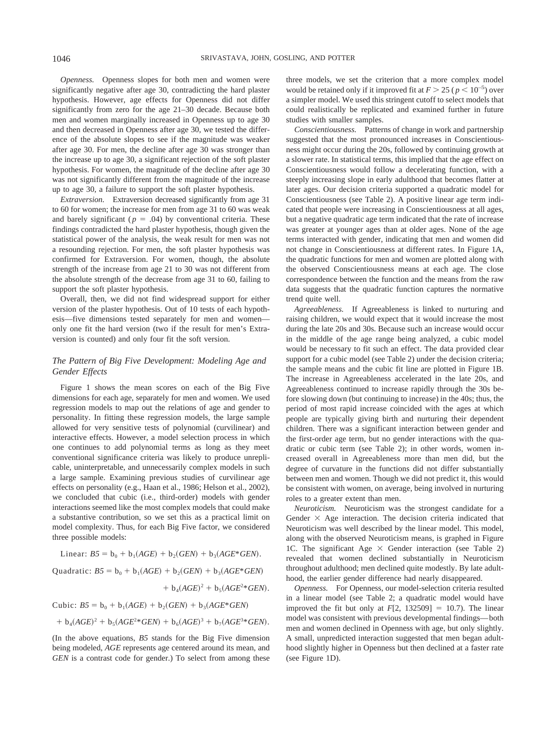*Openness.* Openness slopes for both men and women were significantly negative after age 30, contradicting the hard plaster hypothesis. However, age effects for Openness did not differ significantly from zero for the age 21–30 decade. Because both men and women marginally increased in Openness up to age 30 and then decreased in Openness after age 30, we tested the difference of the absolute slopes to see if the magnitude was weaker after age 30. For men, the decline after age 30 was stronger than the increase up to age 30, a significant rejection of the soft plaster hypothesis. For women, the magnitude of the decline after age 30 was not significantly different from the magnitude of the increase up to age 30, a failure to support the soft plaster hypothesis.

*Extraversion.* Extraversion decreased significantly from age 31 to 60 for women; the increase for men from age 31 to 60 was weak and barely significant ($p = .04$) by conventional criteria. These findings contradicted the hard plaster hypothesis, though given the statistical power of the analysis, the weak result for men was not a resounding rejection. For men, the soft plaster hypothesis was confirmed for Extraversion. For women, though, the absolute strength of the increase from age 21 to 30 was not different from the absolute strength of the decrease from age 31 to 60, failing to support the soft plaster hypothesis.

Overall, then, we did not find widespread support for either version of the plaster hypothesis. Out of 10 tests of each hypothesis—five dimensions tested separately for men and women—only one fit the hard version (two if the result for men's Extraversion is counted) and only four fit the soft version.

### The Pattern of Big Five Development: Modeling Age and Gender Effects

Figure 1 shows the mean scores on each of the Big Five dimensions for each age, separately for men and women. We used regression models to map out the relations of age and gender to personality. In fitting these regression models, the large sample allowed for very sensitive tests of polynomial (curvilinear) and interactive effects. However, a model selection process in which one continues to add polynomial terms as long as they meet conventional significance criteria was likely to produce unreplicable, uninterpretable, and unnecessarily complex models in such a large sample. Examining previous studies of curvilinear age effects on personality (e.g., Haan et al., 1986; Helson et al., 2002), we concluded that cubic (i.e., third-order) models with gender interactions seemed like the most complex models that could make a substantive contribution, so we set this as a practical limit on model complexity. Thus, for each Big Five factor, we considered three possible models:

$$\text{Linear: } B5 = b_0 + b_1(AGE) + b_2(GEN) + b_3(AGE{*}GEN).$$

$$\text{Quadratic: } B5 = b_0 + b_1(AGE) + b_2(GEN) + b_3(AGE{*}GEN) + b_4(AGE)^2 + b_5(AGE^2{*}GEN).$$

$$\text{Cubic: } B5 = b_0 + b_1(AGE) + b_2(GEN) + b_3(AGE{*}GEN) + b_4(AGE)^2 + b_5(AGE^2{*}GEN) + b_6(AGE)^3 + b_7(AGE^3{*}GEN).$$

(In the above equations, *B5* stands for the Big Five dimension being modeled, *AGE* represents age centered around its mean, and *GEN* is a contrast code for gender.) To select from among these three models, we set the criterion that a more complex model would be retained only if it improved fit at $F > 25$ ($p < 10^{-5}$) over a simpler model. We used this stringent cutoff to select models that could realistically be replicated and examined further in future studies with smaller samples.

*Conscientiousness.* Patterns of change in work and partnership suggested that the most pronounced increases in Conscientiousness might occur during the 20s, followed by continuing growth at a slower rate. In statistical terms, this implied that the age effect on Conscientiousness would follow a decelerating function, with a steeply increasing slope in early adulthood that becomes flatter at later ages. Our decision criteria supported a quadratic model for Conscientiousness (see Table 2). A positive linear age term indicated that people were increasing in Conscientiousness at all ages, but a negative quadratic age term indicated that the rate of increase was greater at younger ages than at older ages. None of the age terms interacted with gender, indicating that men and women did not change in Conscientiousness at different rates. In Figure 1A, the quadratic functions for men and women are plotted along with the observed Conscientiousness means at each age. The close correspondence between the function and the means from the raw data suggests that the quadratic function captures the normative trend quite well.

*Agreeableness.* If Agreeableness is linked to nurturing and raising children, we would expect that it would increase the most during the late 20s and 30s. Because such an increase would occur in the middle of the age range being analyzed, a cubic model would be necessary to fit such an effect. The data provided clear support for a cubic model (see Table 2) under the decision criteria; the sample means and the cubic fit line are plotted in Figure 1B. The increase in Agreeableness accelerated in the late 20s, and Agreeableness continued to increase rapidly through the 30s before slowing down (but continuing to increase) in the 40s; thus, the period of most rapid increase coincided with the ages at which people are typically giving birth and nurturing their dependent children. There was a significant interaction between gender and the first-order age term, but no gender interactions with the quadratic or cubic term (see Table 2); in other words, women increased overall in Agreeableness more than men did, but the degree of curvature in the functions did not differ substantially between men and women. Though we did not predict it, this would be consistent with women, on average, being involved in nurturing roles to a greater extent than men.

*Neuroticism.* Neuroticism was the strongest candidate for a Gender × Age interaction. The decision criteria indicated that Neuroticism was well described by the linear model. This model, along with the observed Neuroticism means, is graphed in Figure 1C. The significant Age × Gender interaction (see Table 2) revealed that women declined substantially in Neuroticism throughout adulthood; men declined quite modestly. By late adulthood, the earlier gender difference had nearly disappeared.

*Openness.* For Openness, our model-selection criteria resulted in a linear model (see Table 2; a quadratic model would have improved the fit but only at $F[2, 132509] = 10.7$). The linear model was consistent with previous developmental findings—both men and women declined in Openness with age, but only slightly. A small, unpredicted interaction suggested that men began adulthood slightly higher in Openness but then declined at a faster rate (see Figure 1D).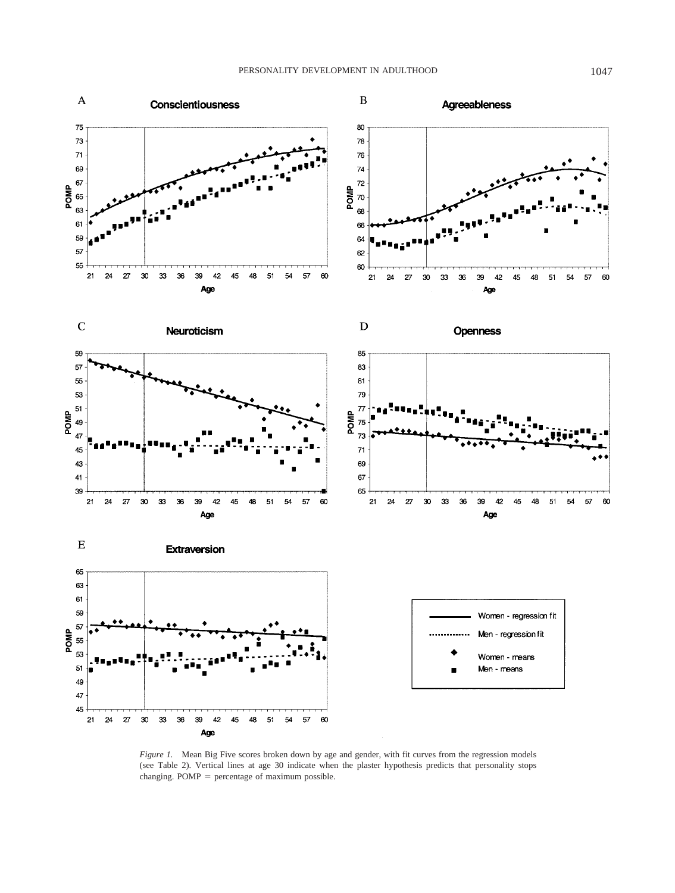*Figure 1.* Mean Big Five scores broken down by age and gender, with fit curves from the regression models (see Table 2). Vertical lines at age 30 indicate when the plaster hypothesis predicts that personality stops changing. POMP = percentage of maximum possible.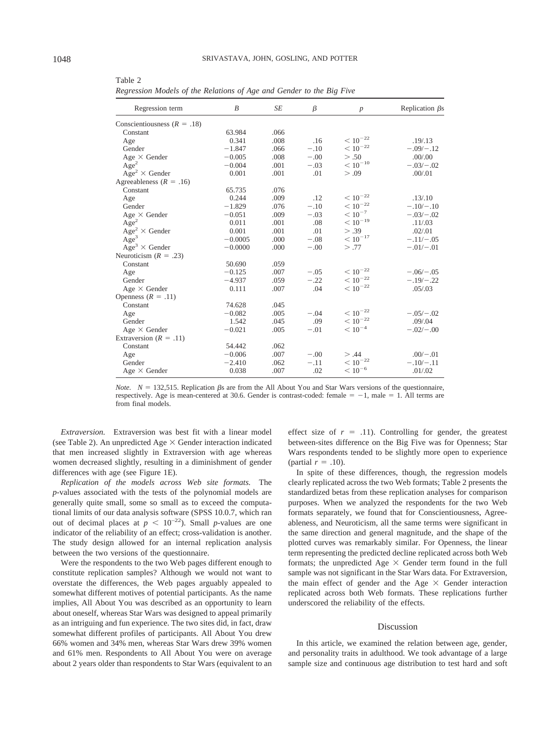Table 2
*Regression Models of the Relations of Age and Gender to the Big Five*

| Regression term | $B$ | $SE$ | $\beta$ | $p$ | Replication $\beta$s |
|---|---|---|---|---|---|
| Conscientiousness ($R$ = .18) | | | | | |
| Constant | 63.984 | .066 | | | |
| Age | 0.341 | .008 | .16 | $< 10^{-22}$ | .19/.13 |
| Gender | −1.847 | .066 | −.10 | $< 10^{-22}$ | −.09/−.12 |
| Age × Gender | −0.005 | .008 | −.00 | > .50 | .00/.00 |
| Age$^2$ | −0.004 | .001 | −.03 | $< 10^{-10}$ | −.03/−.02 |
| Age$^2$ × Gender | 0.001 | .001 | .01 | > .09 | .00/.01 |
| Agreeableness ($R$ = .16) | | | | | |
| Constant | 65.735 | .076 | | | |
| Age | 0.244 | .009 | .12 | $< 10^{-22}$ | .13/.10 |
| Gender | −1.829 | .076 | −.10 | $< 10^{-22}$ | −.10/−.10 |
| Age × Gender | −0.051 | .009 | −.03 | $< 10^{-7}$ | −.03/−.02 |
| Age$^2$ | 0.011 | .001 | .08 | $< 10^{-19}$ | .11/.03 |
| Age$^2$ × Gender | 0.001 | .001 | .01 | > .39 | .02/.01 |
| Age$^3$ | −0.0005 | .000 | −.08 | $< 10^{-17}$ | −.11/−.05 |
| Age$^3$ × Gender | −0.0000 | .000 | −.00 | > .77 | −.01/−.01 |
| Neuroticism ($R$ = .23) | | | | | |
| Constant | 50.690 | .059 | | | |
| Age | −0.125 | .007 | −.05 | $< 10^{-22}$ | −.06/−.05 |
| Gender | −4.937 | .059 | −.22 | $< 10^{-22}$ | −.19/−.22 |
| Age × Gender | 0.111 | .007 | .04 | $< 10^{-22}$ | .05/.03 |
| Openness ($R$ = .11) | | | | | |
| Constant | 74.628 | .045 | | | |
| Age | −0.082 | .005 | −.04 | $< 10^{-22}$ | −.05/−.02 |
| Gender | 1.542 | .045 | .09 | $< 10^{-22}$ | .09/.04 |
| Age × Gender | −0.021 | .005 | −.01 | $< 10^{-4}$ | −.02/−.00 |
| Extraversion ($R$ = .11) | | | | | |
| Constant | 54.442 | .062 | | | |
| Age | −0.006 | .007 | −.00 | > .44 | .00/−.01 |
| Gender | −2.410 | .062 | −.11 | $< 10^{-22}$ | −.10/−.11 |
| Age × Gender | 0.038 | .007 | .02 | $< 10^{-6}$ | .01/.02 |

*Note.* $N$ = 132,515. Replication $\beta$s are from the All About You and Star Wars versions of the questionnaire, respectively. Age is mean-centered at 30.6. Gender is contrast-coded: female = −1, male = 1. All terms are from final models.

*Extraversion.* Extraversion was best fit with a linear model (see Table 2). An unpredicted Age × Gender interaction indicated that men increased slightly in Extraversion with age whereas women decreased slightly, resulting in a diminishment of gender differences with age (see Figure 1E).

*Replication of the models across Web site formats.* The *p*-values associated with the tests of the polynomial models are generally quite small, some so small as to exceed the computational limits of our data analysis software (SPSS 10.0.7, which ran out of decimal places at $p < 10^{-22}$). Small *p*-values are one indicator of the reliability of an effect; cross-validation is another. The study design allowed for an internal replication analysis between the two versions of the questionnaire.

Were the respondents to the two Web pages different enough to constitute replication samples? Although we would not want to overstate the differences, the Web pages arguably appealed to somewhat different motives of potential participants. As the name implies, All About You was described as an opportunity to learn about oneself, whereas Star Wars was designed to appeal primarily as an intriguing and fun experience. The two sites did, in fact, draw somewhat different profiles of participants. All About You drew 66% women and 34% men, whereas Star Wars drew 39% women and 61% men. Respondents to All About You were on average about 2 years older than respondents to Star Wars (equivalent to an effect size of $r$ = .11). Controlling for gender, the greatest between-sites difference on the Big Five was for Openness; Star Wars respondents tended to be slightly more open to experience (partial $r$ = .10).

In spite of these differences, though, the regression models clearly replicated across the two Web formats; Table 2 presents the standardized betas from these replication analyses for comparison purposes. When we analyzed the respondents for the two Web formats separately, we found that for Conscientiousness, Agreeableness, and Neuroticism, all the same terms were significant in the same direction and general magnitude, and the shape of the plotted curves was remarkably similar. For Openness, the linear term representing the predicted decline replicated across both Web formats; the unpredicted Age × Gender term found in the full sample was not significant in the Star Wars data. For Extraversion, the main effect of gender and the Age × Gender interaction replicated across both Web formats. These replications further underscored the reliability of the effects.

## Discussion

In this article, we examined the relation between age, gender, and personality traits in adulthood. We took advantage of a large sample size and continuous age distribution to test hard and soft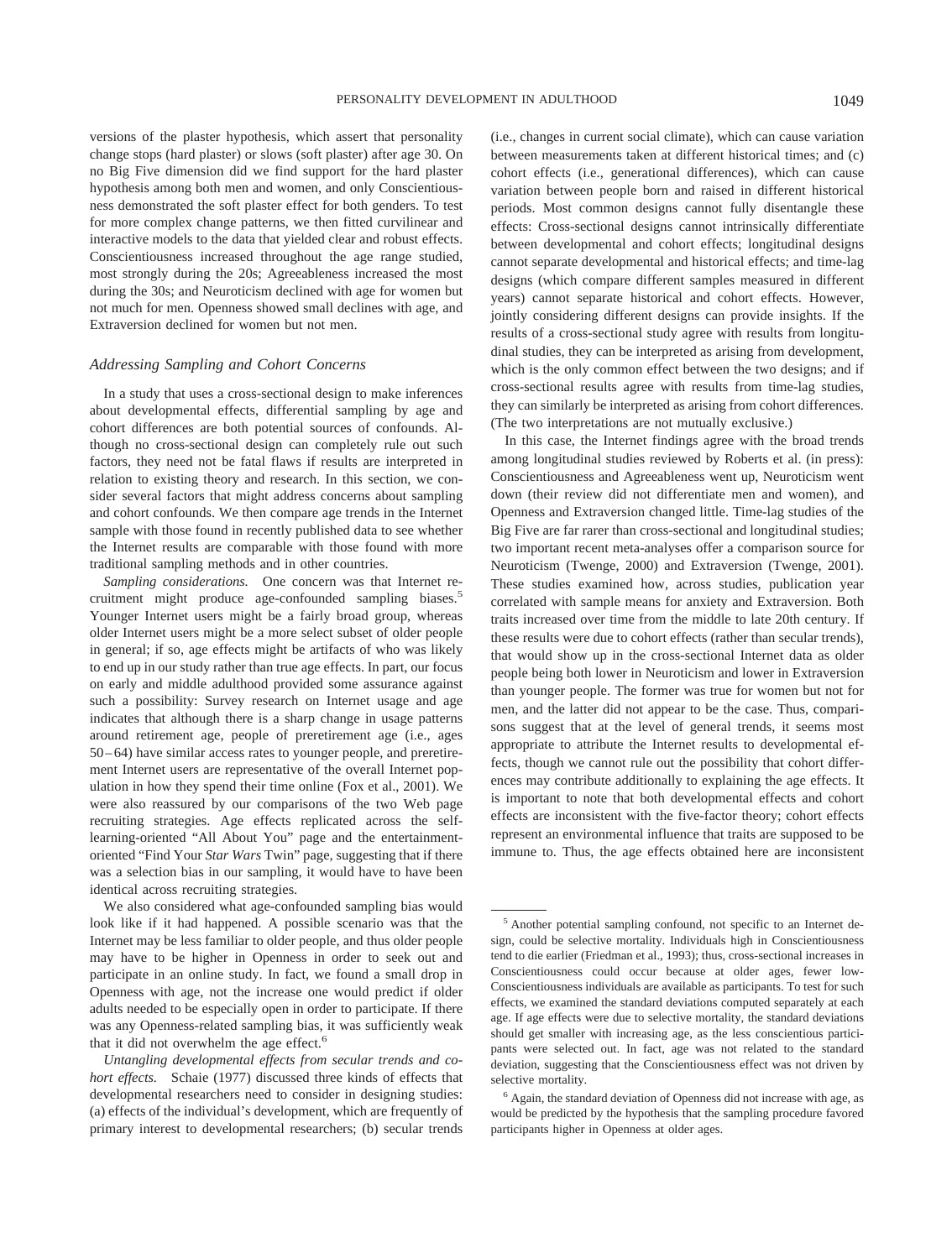versions of the plaster hypothesis, which assert that personality change stops (hard plaster) or slows (soft plaster) after age 30. On no Big Five dimension did we find support for the hard plaster hypothesis among both men and women, and only Conscientiousness demonstrated the soft plaster effect for both genders. To test for more complex change patterns, we then fitted curvilinear and interactive models to the data that yielded clear and robust effects. Conscientiousness increased throughout the age range studied, most strongly during the 20s; Agreeableness increased the most during the 30s; and Neuroticism declined with age for women but not much for men. Openness showed small declines with age, and Extraversion declined for women but not men.

### Addressing Sampling and Cohort Concerns

In a study that uses a cross-sectional design to make inferences about developmental effects, differential sampling by age and cohort differences are both potential sources of confounds. Although no cross-sectional design can completely rule out such factors, they need not be fatal flaws if results are interpreted in relation to existing theory and research. In this section, we consider several factors that might address concerns about sampling and cohort confounds. We then compare age trends in the Internet sample with those found in recently published data to see whether the Internet results are comparable with those found with more traditional sampling methods and in other countries.

*Sampling considerations.* One concern was that Internet recruitment might produce age-confounded sampling biases.[5] Younger Internet users might be a fairly broad group, whereas older Internet users might be a more select subset of older people in general; if so, age effects might be artifacts of who was likely to end up in our study rather than true age effects. In part, our focus on early and middle adulthood provided some assurance against such a possibility: Survey research on Internet usage and age indicates that although there is a sharp change in usage patterns around retirement age, people of preretirement age (i.e., ages 50–64) have similar access rates to younger people, and preretirement Internet users are representative of the overall Internet population in how they spend their time online (Fox et al., 2001). We were also reassured by our comparisons of the two Web page recruiting strategies. Age effects replicated across the self-learning-oriented "All About You" page and the entertainment-oriented "Find Your *Star Wars* Twin" page, suggesting that if there was a selection bias in our sampling, it would have to have been identical across recruiting strategies.

We also considered what age-confounded sampling bias would look like if it had happened. A possible scenario was that the Internet may be less familiar to older people, and thus older people may have to be higher in Openness in order to seek out and participate in an online study. In fact, we found a small drop in Openness with age, not the increase one would predict if older adults needed to be especially open in order to participate. If there was any Openness-related sampling bias, it was sufficiently weak that it did not overwhelm the age effect.[6]

*Untangling developmental effects from secular trends and cohort effects.* Schaie (1977) discussed three kinds of effects that developmental researchers need to consider in designing studies: (a) effects of the individual's development, which are frequently of primary interest to developmental researchers; (b) secular trends (i.e., changes in current social climate), which can cause variation between measurements taken at different historical times; and (c) cohort effects (i.e., generational differences), which can cause variation between people born and raised in different historical periods. Most common designs cannot fully disentangle these effects: Cross-sectional designs cannot intrinsically differentiate between developmental and cohort effects; longitudinal designs cannot separate developmental and historical effects; and time-lag designs (which compare different samples measured in different years) cannot separate historical and cohort effects. However, jointly considering different designs can provide insights. If the results of a cross-sectional study agree with results from longitudinal studies, they can be interpreted as arising from development, which is the only common effect between the two designs; and if cross-sectional results agree with results from time-lag studies, they can similarly be interpreted as arising from cohort differences. (The two interpretations are not mutually exclusive.)

In this case, the Internet findings agree with the broad trends among longitudinal studies reviewed by Roberts et al. (in press): Conscientiousness and Agreeableness went up, Neuroticism went down (their review did not differentiate men and women), and Openness and Extraversion changed little. Time-lag studies of the Big Five are far rarer than cross-sectional and longitudinal studies; two important recent meta-analyses offer a comparison source for Neuroticism (Twenge, 2000) and Extraversion (Twenge, 2001). These studies examined how, across studies, publication year correlated with sample means for anxiety and Extraversion. Both traits increased over time from the middle to late 20th century. If these results were due to cohort effects (rather than secular trends), that would show up in the cross-sectional Internet data as older people being both lower in Neuroticism and lower in Extraversion than younger people. The former was true for women but not for men, and the latter did not appear to be the case. Thus, comparisons suggest that at the level of general trends, it seems most appropriate to attribute the Internet results to developmental effects, though we cannot rule out the possibility that cohort differences may contribute additionally to explaining the age effects. It is important to note that both developmental effects and cohort effects are inconsistent with the five-factor theory; cohort effects represent an environmental influence that traits are supposed to be immune to. Thus, the age effects obtained here are inconsistent

---

[5] Another potential sampling confound, not specific to an Internet design, could be selective mortality. Individuals high in Conscientiousness tend to die earlier (Friedman et al., 1993); thus, cross-sectional increases in Conscientiousness could occur because at older ages, fewer low-Conscientiousness individuals are available as participants. To test for such effects, we examined the standard deviations computed separately at each age. If age effects were due to selective mortality, the standard deviations should get smaller with increasing age, as the less conscientious participants were selected out. In fact, age was not related to the standard deviation, suggesting that the Conscientiousness effect was not driven by selective mortality.

[6] Again, the standard deviation of Openness did not increase with age, as would be predicted by the hypothesis that the sampling procedure favored participants higher in Openness at older ages.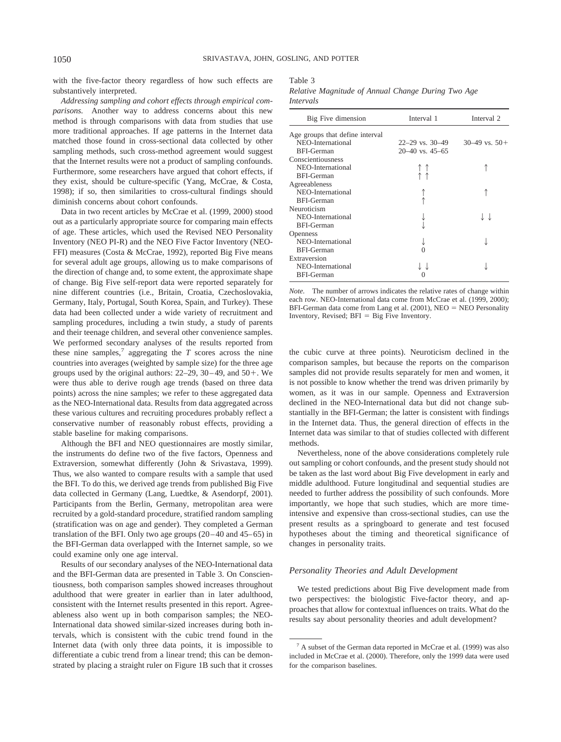with the five-factor theory regardless of how such effects are substantively interpreted.

*Addressing sampling and cohort effects through empirical comparisons.* Another way to address concerns about this new method is through comparisons with data from studies that use more traditional approaches. If age patterns in the Internet data matched those found in cross-sectional data collected by other sampling methods, such cross-method agreement would suggest that the Internet results were not a product of sampling confounds. Furthermore, some researchers have argued that cohort effects, if they exist, should be culture-specific (Yang, McCrae, & Costa, 1998); if so, then similarities to cross-cultural findings should diminish concerns about cohort confounds.

Data in two recent articles by McCrae et al. (1999, 2000) stood out as a particularly appropriate source for comparing main effects of age. These articles, which used the Revised NEO Personality Inventory (NEO PI-R) and the NEO Five Factor Inventory (NEO-FFI) measures (Costa & McCrae, 1992), reported Big Five means for several adult age groups, allowing us to make comparisons of the direction of change and, to some extent, the approximate shape of change. Big Five self-report data were reported separately for nine different countries (i.e., Britain, Croatia, Czechoslovakia, Germany, Italy, Portugal, South Korea, Spain, and Turkey). These data had been collected under a wide variety of recruitment and sampling procedures, including a twin study, a study of parents and their teenage children, and several other convenience samples. We performed secondary analyses of the results reported from these nine samples,[7] aggregating the $T$ scores across the nine countries into averages (weighted by sample size) for the three age groups used by the original authors: 22–29, 30–49, and 50+. We were thus able to derive rough age trends (based on three data points) across the nine samples; we refer to these aggregated data as the NEO-International data. Results from data aggregated across these various cultures and recruiting procedures probably reflect a conservative number of reasonably robust effects, providing a stable baseline for making comparisons.

Although the BFI and NEO questionnaires are mostly similar, the instruments do define two of the five factors, Openness and Extraversion, somewhat differently (John & Srivastava, 1999). Thus, we also wanted to compare results with a sample that used the BFI. To do this, we derived age trends from published Big Five data collected in Germany (Lang, Luedtke, & Asendorpf, 2001). Participants from the Berlin, Germany, metropolitan area were recruited by a gold-standard procedure, stratified random sampling (stratification was on age and gender). They completed a German translation of the BFI. Only two age groups (20–40 and 45–65) in the BFI-German data overlapped with the Internet sample, so we could examine only one age interval.

Results of our secondary analyses of the NEO-International data and the BFI-German data are presented in Table 3. On Conscientiousness, both comparison samples showed increases throughout adulthood that were greater in earlier than in later adulthood, consistent with the Internet results presented in this report. Agreeableness also went up in both comparison samples; the NEO-International data showed similar-sized increases during both intervals, which is consistent with the cubic trend found in the Internet data (with only three data points, it is impossible to differentiate a cubic trend from a linear trend; this can be demonstrated by placing a straight ruler on Figure 1B such that it crosses the cubic curve at three points). Neuroticism declined in the comparison samples, but because the reports on the comparison samples did not provide results separately for men and women, it is not possible to know whether the trend was driven primarily by women, as it was in our sample. Openness and Extraversion declined in the NEO-International data but did not change substantially in the BFI-German; the latter is consistent with findings in the Internet data. Thus, the general direction of effects in the Internet data was similar to that of studies collected with different methods.

Table 3
*Relative Magnitude of Annual Change During Two Age Intervals*

| Big Five dimension | Interval 1 | Interval 2 |
|---|---|---|
| Age groups that define interval | | |
| NEO-International | 22–29 vs. 30–49 | 30–49 vs. 50+ |
| BFI-German | 20–40 vs. 45–65 | |
| Conscientiousness | | |
| NEO-International | ↑ ↑ | ↑ |
| BFI-German | ↑ ↑ | |
| Agreeableness | | |
| NEO-International | ↑ | ↑ |
| BFI-German | ↑ | |
| Neuroticism | | |
| NEO-International | ↓ | ↓ ↓ |
| BFI-German | ↓ | |
| Openness | | |
| NEO-International | ↓ | ↓ |
| BFI-German | 0 | |
| Extraversion | | |
| NEO-International | ↓ ↓ | ↓ |
| BFI-German | 0 | |

*Note.* The number of arrows indicates the relative rates of change within each row. NEO-International data come from McCrae et al. (1999, 2000); BFI-German data come from Lang et al. (2001), NEO = NEO Personality Inventory, Revised; BFI = Big Five Inventory.

Nevertheless, none of the above considerations completely rule out sampling or cohort confounds, and the present study should not be taken as the last word about Big Five development in early and middle adulthood. Future longitudinal and sequential studies are needed to further address the possibility of such confounds. More importantly, we hope that such studies, which are more time-intensive and expensive than cross-sectional studies, can use the present results as a springboard to generate and test focused hypotheses about the timing and theoretical significance of changes in personality traits.

### Personality Theories and Adult Development

We tested predictions about Big Five development made from two perspectives: the biologistic Five-factor theory, and approaches that allow for contextual influences on traits. What do the results say about personality theories and adult development?

[7] A subset of the German data reported in McCrae et al. (1999) was also included in McCrae et al. (2000). Therefore, only the 1999 data were used for the comparison baselines.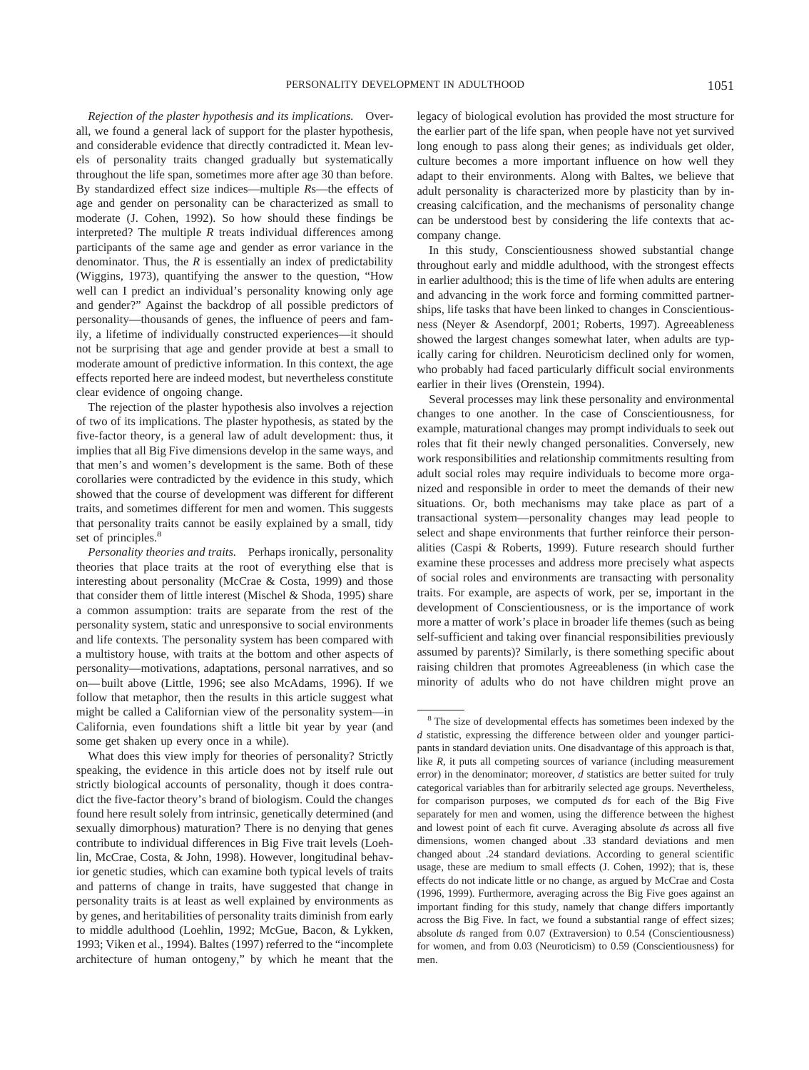*Rejection of the plaster hypothesis and its implications.* Overall, we found a general lack of support for the plaster hypothesis, and considerable evidence that directly contradicted it. Mean levels of personality traits changed gradually but systematically throughout the life span, sometimes more after age 30 than before. By standardized effect size indices—multiple *R*s—the effects of age and gender on personality can be characterized as small to moderate (J. Cohen, 1992). So how should these findings be interpreted? The multiple *R* treats individual differences among participants of the same age and gender as error variance in the denominator. Thus, the *R* is essentially an index of predictability (Wiggins, 1973), quantifying the answer to the question, "How well can I predict an individual's personality knowing only age and gender?" Against the backdrop of all possible predictors of personality—thousands of genes, the influence of peers and family, a lifetime of individually constructed experiences—it should not be surprising that age and gender provide at best a small to moderate amount of predictive information. In this context, the age effects reported here are indeed modest, but nevertheless constitute clear evidence of ongoing change.

The rejection of the plaster hypothesis also involves a rejection of two of its implications. The plaster hypothesis, as stated by the five-factor theory, is a general law of adult development: thus, it implies that all Big Five dimensions develop in the same ways, and that men's and women's development is the same. Both of these corollaries were contradicted by the evidence in this study, which showed that the course of development was different for different traits, and sometimes different for men and women. This suggests that personality traits cannot be easily explained by a small, tidy set of principles.[8]

*Personality theories and traits.* Perhaps ironically, personality theories that place traits at the root of everything else that is interesting about personality (McCrae & Costa, 1999) and those that consider them of little interest (Mischel & Shoda, 1995) share a common assumption: traits are separate from the rest of the personality system, static and unresponsive to social environments and life contexts. The personality system has been compared with a multistory house, with traits at the bottom and other aspects of personality—motivations, adaptations, personal narratives, and so on—built above (Little, 1996; see also McAdams, 1996). If we follow that metaphor, then the results in this article suggest what might be called a Californian view of the personality system—in California, even foundations shift a little bit year by year (and some get shaken up every once in a while).

What does this view imply for theories of personality? Strictly speaking, the evidence in this article does not by itself rule out strictly biological accounts of personality, though it does contradict the five-factor theory's brand of biologism. Could the changes found here result solely from intrinsic, genetically determined (and sexually dimorphous) maturation? There is no denying that genes contribute to individual differences in Big Five trait levels (Loehlin, McCrae, Costa, & John, 1998). However, longitudinal behavior genetic studies, which can examine both typical levels of traits and patterns of change in traits, have suggested that change in personality traits is at least as well explained by environments as by genes, and heritabilities of personality traits diminish from early to middle adulthood (Loehlin, 1992; McGue, Bacon, & Lykken, 1993; Viken et al., 1994). Baltes (1997) referred to the "incomplete architecture of human ontogeny," by which he meant that the legacy of biological evolution has provided the most structure for the earlier part of the life span, when people have not yet survived long enough to pass along their genes; as individuals get older, culture becomes a more important influence on how well they adapt to their environments. Along with Baltes, we believe that adult personality is characterized more by plasticity than by increasing calcification, and the mechanisms of personality change can be understood best by considering the life contexts that accompany change.

In this study, Conscientiousness showed substantial change throughout early and middle adulthood, with the strongest effects in earlier adulthood; this is the time of life when adults are entering and advancing in the work force and forming committed partnerships, life tasks that have been linked to changes in Conscientiousness (Neyer & Asendorpf, 2001; Roberts, 1997). Agreeableness showed the largest changes somewhat later, when adults are typically caring for children. Neuroticism declined only for women, who probably had faced particularly difficult social environments earlier in their lives (Orenstein, 1994).

Several processes may link these personality and environmental changes to one another. In the case of Conscientiousness, for example, maturational changes may prompt individuals to seek out roles that fit their newly changed personalities. Conversely, new work responsibilities and relationship commitments resulting from adult social roles may require individuals to become more organized and responsible in order to meet the demands of their new situations. Or, both mechanisms may take place as part of a transactional system—personality changes may lead people to select and shape environments that further reinforce their personalities (Caspi & Roberts, 1999). Future research should further examine these processes and address more precisely what aspects of social roles and environments are transacting with personality traits. For example, are aspects of work, per se, important in the development of Conscientiousness, or is the importance of work more a matter of work's place in broader life themes (such as being self-sufficient and taking over financial responsibilities previously assumed by parents)? Similarly, is there something specific about raising children that promotes Agreeableness (in which case the minority of adults who do not have children might prove an

---

[8] The size of developmental effects has sometimes been indexed by the *d* statistic, expressing the difference between older and younger participants in standard deviation units. One disadvantage of this approach is that, like *R*, it puts all competing sources of variance (including measurement error) in the denominator; moreover, *d* statistics are better suited for truly categorical variables than for arbitrarily selected age groups. Nevertheless, for comparison purposes, we computed *d*s for each of the Big Five separately for men and women, using the difference between the highest and lowest point of each fit curve. Averaging absolute *d*s across all five dimensions, women changed about .33 standard deviations and men changed about .24 standard deviations. According to general scientific usage, these are medium to small effects (J. Cohen, 1992); that is, these effects do not indicate little or no change, as argued by McCrae and Costa (1996, 1999). Furthermore, averaging across the Big Five goes against an important finding for this study, namely that change differs importantly across the Big Five. In fact, we found a substantial range of effect sizes; absolute *d*s ranged from 0.07 (Extraversion) to 0.54 (Conscientiousness) for women, and from 0.03 (Neuroticism) to 0.59 (Conscientiousness) for men.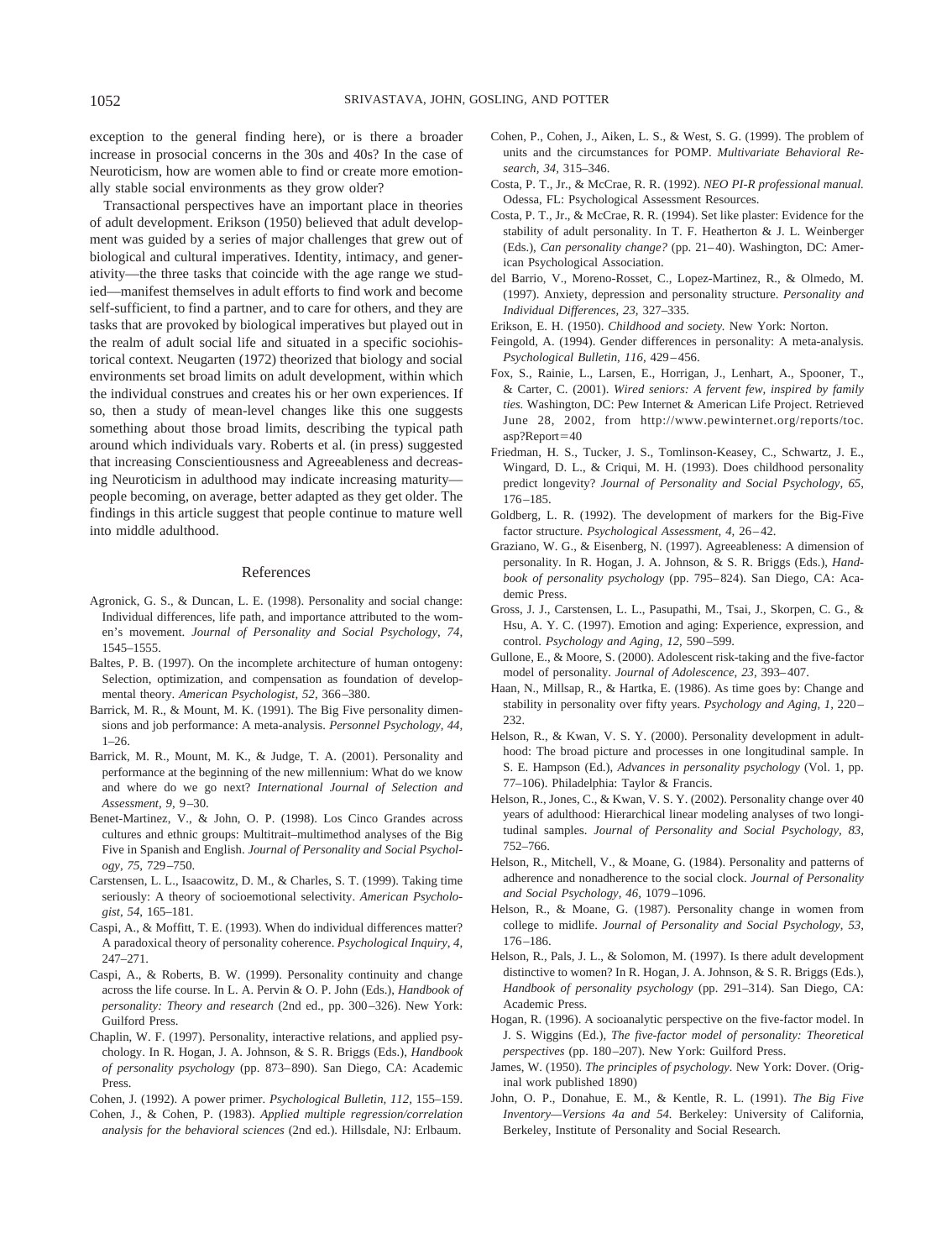exception to the general finding here), or is there a broader increase in prosocial concerns in the 30s and 40s? In the case of Neuroticism, how are women able to find or create more emotionally stable social environments as they grow older?

Transactional perspectives have an important place in theories of adult development. Erikson (1950) believed that adult development was guided by a series of major challenges that grew out of biological and cultural imperatives. Identity, intimacy, and generativity—the three tasks that coincide with the age range we studied—manifest themselves in adult efforts to find work and become self-sufficient, to find a partner, and to care for others, and they are tasks that are provoked by biological imperatives but played out in the realm of adult social life and situated in a specific sociohistorical context. Neugarten (1972) theorized that biology and social environments set broad limits on adult development, within which the individual construes and creates his or her own experiences. If so, then a study of mean-level changes like this one suggests something about those broad limits, describing the typical path around which individuals vary. Roberts et al. (in press) suggested that increasing Conscientiousness and Agreeableness and decreasing Neuroticism in adulthood may indicate increasing maturity—people becoming, on average, better adapted as they get older. The findings in this article suggest that people continue to mature well into middle adulthood.

## References

Agronick, G. S., & Duncan, L. E. (1998). Personality and social change: Individual differences, life path, and importance attributed to the women's movement. *Journal of Personality and Social Psychology, 74,* 1545–1555.

Baltes, P. B. (1997). On the incomplete architecture of human ontogeny: Selection, optimization, and compensation as foundation of developmental theory. *American Psychologist, 52,* 366–380.

Barrick, M. R., & Mount, M. K. (1991). The Big Five personality dimensions and job performance: A meta-analysis. *Personnel Psychology, 44,* 1–26.

Barrick, M. R., Mount, M. K., & Judge, T. A. (2001). Personality and performance at the beginning of the new millennium: What do we know and where do we go next? *International Journal of Selection and Assessment, 9,* 9–30.

Benet-Martinez, V., & John, O. P. (1998). Los Cinco Grandes across cultures and ethnic groups: Multitrait–multimethod analyses of the Big Five in Spanish and English. *Journal of Personality and Social Psychology, 75,* 729–750.

Carstensen, L. L., Isaacowitz, D. M., & Charles, S. T. (1999). Taking time seriously: A theory of socioemotional selectivity. *American Psychologist, 54,* 165–181.

Caspi, A., & Moffitt, T. E. (1993). When do individual differences matter? A paradoxical theory of personality coherence. *Psychological Inquiry, 4,* 247–271.

Caspi, A., & Roberts, B. W. (1999). Personality continuity and change across the life course. In L. A. Pervin & O. P. John (Eds.), *Handbook of personality: Theory and research* (2nd ed., pp. 300–326). New York: Guilford Press.

Chaplin, W. F. (1997). Personality, interactive relations, and applied psychology. In R. Hogan, J. A. Johnson, & S. R. Briggs (Eds.), *Handbook of personality psychology* (pp. 873–890). San Diego, CA: Academic Press.

Cohen, J. (1992). A power primer. *Psychological Bulletin, 112,* 155–159.

Cohen, J., & Cohen, P. (1983). *Applied multiple regression/correlation analysis for the behavioral sciences* (2nd ed.). Hillsdale, NJ: Erlbaum.

Cohen, P., Cohen, J., Aiken, L. S., & West, S. G. (1999). The problem of units and the circumstances for POMP. *Multivariate Behavioral Research, 34,* 315–346.

Costa, P. T., Jr., & McCrae, R. R. (1992). *NEO PI-R professional manual.* Odessa, FL: Psychological Assessment Resources.

Costa, P. T., Jr., & McCrae, R. R. (1994). Set like plaster: Evidence for the stability of adult personality. In T. F. Heatherton & J. L. Weinberger (Eds.), *Can personality change?* (pp. 21–40). Washington, DC: American Psychological Association.

del Barrio, V., Moreno-Rosset, C., Lopez-Martinez, R., & Olmedo, M. (1997). Anxiety, depression and personality structure. *Personality and Individual Differences, 23,* 327–335.

Erikson, E. H. (1950). *Childhood and society.* New York: Norton.

Feingold, A. (1994). Gender differences in personality: A meta-analysis. *Psychological Bulletin, 116,* 429–456.

Fox, S., Rainie, L., Larsen, E., Horrigan, J., Lenhart, A., Spooner, T., & Carter, C. (2001). *Wired seniors: A fervent few, inspired by family ties.* Washington, DC: Pew Internet & American Life Project. Retrieved June 28, 2002, from http://www.pewinternet.org/reports/toc.asp?Report=40

Friedman, H. S., Tucker, J. S., Tomlinson-Keasey, C., Schwartz, J. E., Wingard, D. L., & Criqui, M. H. (1993). Does childhood personality predict longevity? *Journal of Personality and Social Psychology, 65,* 176–185.

Goldberg, L. R. (1992). The development of markers for the Big-Five factor structure. *Psychological Assessment, 4,* 26–42.

Graziano, W. G., & Eisenberg, N. (1997). Agreeableness: A dimension of personality. In R. Hogan, J. A. Johnson, & S. R. Briggs (Eds.), *Handbook of personality psychology* (pp. 795–824). San Diego, CA: Academic Press.

Gross, J. J., Carstensen, L. L., Pasupathi, M., Tsai, J., Skorpen, C. G., & Hsu, A. Y. C. (1997). Emotion and aging: Experience, expression, and control. *Psychology and Aging, 12,* 590–599.

Gullone, E., & Moore, S. (2000). Adolescent risk-taking and the five-factor model of personality. *Journal of Adolescence, 23,* 393–407.

Haan, N., Millsap, R., & Hartka, E. (1986). As time goes by: Change and stability in personality over fifty years. *Psychology and Aging, 1,* 220–232.

Helson, R., & Kwan, V. S. Y. (2000). Personality development in adulthood: The broad picture and processes in one longitudinal sample. In S. E. Hampson (Ed.), *Advances in personality psychology* (Vol. 1, pp. 77–106). Philadelphia: Taylor & Francis.

Helson, R., Jones, C., & Kwan, V. S. Y. (2002). Personality change over 40 years of adulthood: Hierarchical linear modeling analyses of two longitudinal samples. *Journal of Personality and Social Psychology, 83,* 752–766.

Helson, R., Mitchell, V., & Moane, G. (1984). Personality and patterns of adherence and nonadherence to the social clock. *Journal of Personality and Social Psychology, 46,* 1079–1096.

Helson, R., & Moane, G. (1987). Personality change in women from college to midlife. *Journal of Personality and Social Psychology, 53,* 176–186.

Helson, R., Pals, J. L., & Solomon, M. (1997). Is there adult development distinctive to women? In R. Hogan, J. A. Johnson, & S. R. Briggs (Eds.), *Handbook of personality psychology* (pp. 291–314). San Diego, CA: Academic Press.

Hogan, R. (1996). A socioanalytic perspective on the five-factor model. In J. S. Wiggins (Ed.), *The five-factor model of personality: Theoretical perspectives* (pp. 180–207). New York: Guilford Press.

James, W. (1950). *The principles of psychology.* New York: Dover. (Original work published 1890)

John, O. P., Donahue, E. M., & Kentle, R. L. (1991). *The Big Five Inventory—Versions 4a and 54.* Berkeley: University of California, Berkeley, Institute of Personality and Social Research.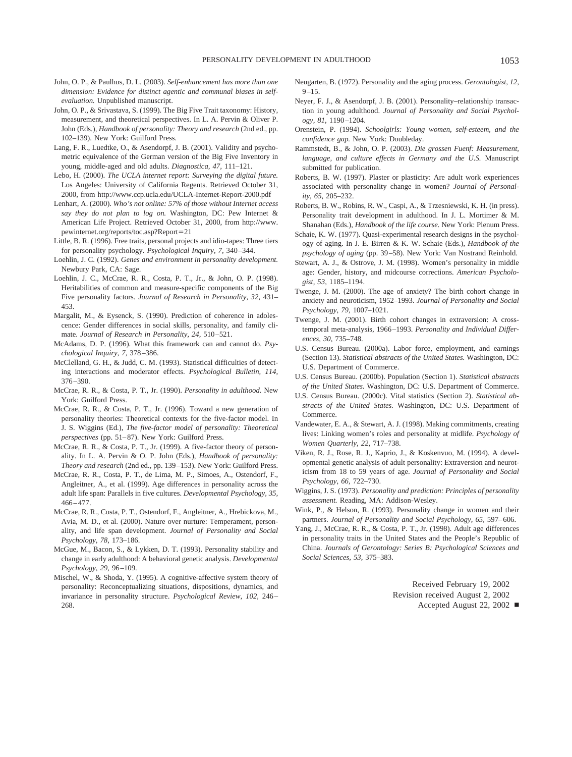John, O. P., & Paulhus, D. L. (2003). *Self-enhancement has more than one dimension: Evidence for distinct agentic and communal biases in self-evaluation.* Unpublished manuscript.

John, O. P., & Srivastava, S. (1999). The Big Five Trait taxonomy: History, measurement, and theoretical perspectives. In L. A. Pervin & Oliver P. John (Eds.), *Handbook of personality: Theory and research* (2nd ed., pp. 102–139). New York: Guilford Press.

Lang, F. R., Luedtke, O., & Asendorpf, J. B. (2001). Validity and psychometric equivalence of the German version of the Big Five Inventory in young, middle-aged and old adults. *Diagnostica, 47,* 111–121.

Lebo, H. (2000). *The UCLA internet report: Surveying the digital future.* Los Angeles: University of California Regents. Retrieved October 31, 2000, from http://www.ccp.ucla.edu/UCLA-Internet-Report-2000.pdf

Lenhart, A. (2000). *Who's not online: 57% of those without Internet access say they do not plan to log on.* Washington, DC: Pew Internet & American Life Project. Retrieved October 31, 2000, from http://www.pewinternet.org/reports/toc.asp?Report=21

Little, B. R. (1996). Free traits, personal projects and idio-tapes: Three tiers for personality psychology. *Psychological Inquiry, 7,* 340–344.

Loehlin, J. C. (1992). *Genes and environment in personality development.* Newbury Park, CA: Sage.

Loehlin, J. C., McCrae, R. R., Costa, P. T., Jr., & John, O. P. (1998). Heritabilities of common and measure-specific components of the Big Five personality factors. *Journal of Research in Personality, 32,* 431–453.

Margalit, M., & Eysenck, S. (1990). Prediction of coherence in adolescence: Gender differences in social skills, personality, and family climate. *Journal of Research in Personality, 24,* 510–521.

McAdams, D. P. (1996). What this framework can and cannot do. *Psychological Inquiry, 7,* 378–386.

McClelland, G. H., & Judd, C. M. (1993). Statistical difficulties of detecting interactions and moderator effects. *Psychological Bulletin, 114,* 376–390.

McCrae, R. R., & Costa, P. T., Jr. (1990). *Personality in adulthood.* New York: Guilford Press.

McCrae, R. R., & Costa, P. T., Jr. (1996). Toward a new generation of personality theories: Theoretical contexts for the five-factor model. In J. S. Wiggins (Ed.), *The five-factor model of personality: Theoretical perspectives* (pp. 51–87). New York: Guilford Press.

McCrae, R. R., & Costa, P. T., Jr. (1999). A five-factor theory of personality. In L. A. Pervin & O. P. John (Eds.), *Handbook of personality: Theory and research* (2nd ed., pp. 139–153). New York: Guilford Press.

McCrae, R. R., Costa, P. T., de Lima, M. P., Simoes, A., Ostendorf, F., Angleitner, A., et al. (1999). Age differences in personality across the adult life span: Parallels in five cultures. *Developmental Psychology, 35,* 466–477.

McCrae, R. R., Costa, P. T., Ostendorf, F., Angleitner, A., Hrebickova, M., Avia, M. D., et al. (2000). Nature over nurture: Temperament, personality, and life span development. *Journal of Personality and Social Psychology, 78,* 173–186.

McGue, M., Bacon, S., & Lykken, D. T. (1993). Personality stability and change in early adulthood: A behavioral genetic analysis. *Developmental Psychology, 29,* 96–109.

Mischel, W., & Shoda, Y. (1995). A cognitive-affective system theory of personality: Reconceptualizing situations, dispositions, dynamics, and invariance in personality structure. *Psychological Review, 102,* 246–268.

Neugarten, B. (1972). Personality and the aging process. *Gerontologist, 12,* 9–15.

Neyer, F. J., & Asendorpf, J. B. (2001). Personality–relationship transaction in young adulthood. *Journal of Personality and Social Psychology, 81,* 1190–1204.

Orenstein, P. (1994). *Schoolgirls: Young women, self-esteem, and the confidence gap.* New York: Doubleday.

Rammstedt, B., & John, O. P. (2003). *Die grossen Fuenf: Measurement, language, and culture effects in Germany and the U.S.* Manuscript submitted for publication.

Roberts, B. W. (1997). Plaster or plasticity: Are adult work experiences associated with personality change in women? *Journal of Personality, 65,* 205–232.

Roberts, B. W., Robins, R. W., Caspi, A., & Trzesniewski, K. H. (in press). Personality trait development in adulthood. In J. L. Mortimer & M. Shanahan (Eds.), *Handbook of the life course.* New York: Plenum Press.

Schaie, K. W. (1977). Quasi-experimental research designs in the psychology of aging. In J. E. Birren & K. W. Schaie (Eds.), *Handbook of the psychology of aging* (pp. 39–58). New York: Van Nostrand Reinhold.

Stewart, A. J., & Ostrove, J. M. (1998). Women's personality in middle age: Gender, history, and midcourse corrections. *American Psychologist, 53,* 1185–1194.

Twenge, J. M. (2000). The age of anxiety? The birth cohort change in anxiety and neuroticism, 1952–1993. *Journal of Personality and Social Psychology, 79,* 1007–1021.

Twenge, J. M. (2001). Birth cohort changes in extraversion: A cross-temporal meta-analysis, 1966–1993. *Personality and Individual Differences, 30,* 735–748.

U.S. Census Bureau. (2000a). Labor force, employment, and earnings (Section 13). *Statistical abstracts of the United States.* Washington, DC: U.S. Department of Commerce.

U.S. Census Bureau. (2000b). Population (Section 1). *Statistical abstracts of the United States.* Washington, DC: U.S. Department of Commerce.

U.S. Census Bureau. (2000c). Vital statistics (Section 2). *Statistical abstracts of the United States.* Washington, DC: U.S. Department of Commerce.

Vandewater, E. A., & Stewart, A. J. (1998). Making commitments, creating lives: Linking women's roles and personality at midlife. *Psychology of Women Quarterly, 22,* 717–738.

Viken, R. J., Rose, R. J., Kaprio, J., & Koskenvuo, M. (1994). A developmental genetic analysis of adult personality: Extraversion and neuroticism from 18 to 59 years of age. *Journal of Personality and Social Psychology, 66,* 722–730.

Wiggins, J. S. (1973). *Personality and prediction: Principles of personality assessment.* Reading, MA: Addison-Wesley.

Wink, P., & Helson, R. (1993). Personality change in women and their partners. *Journal of Personality and Social Psychology, 65,* 597–606.

Yang, J., McCrae, R. R., & Costa, P. T., Jr. (1998). Adult age differences in personality traits in the United States and the People's Republic of China. *Journals of Gerontology: Series B: Psychological Sciences and Social Sciences, 53,* 375–383.

Received February 19, 2002
Revision received August 2, 2002
Accepted August 22, 2002 ■